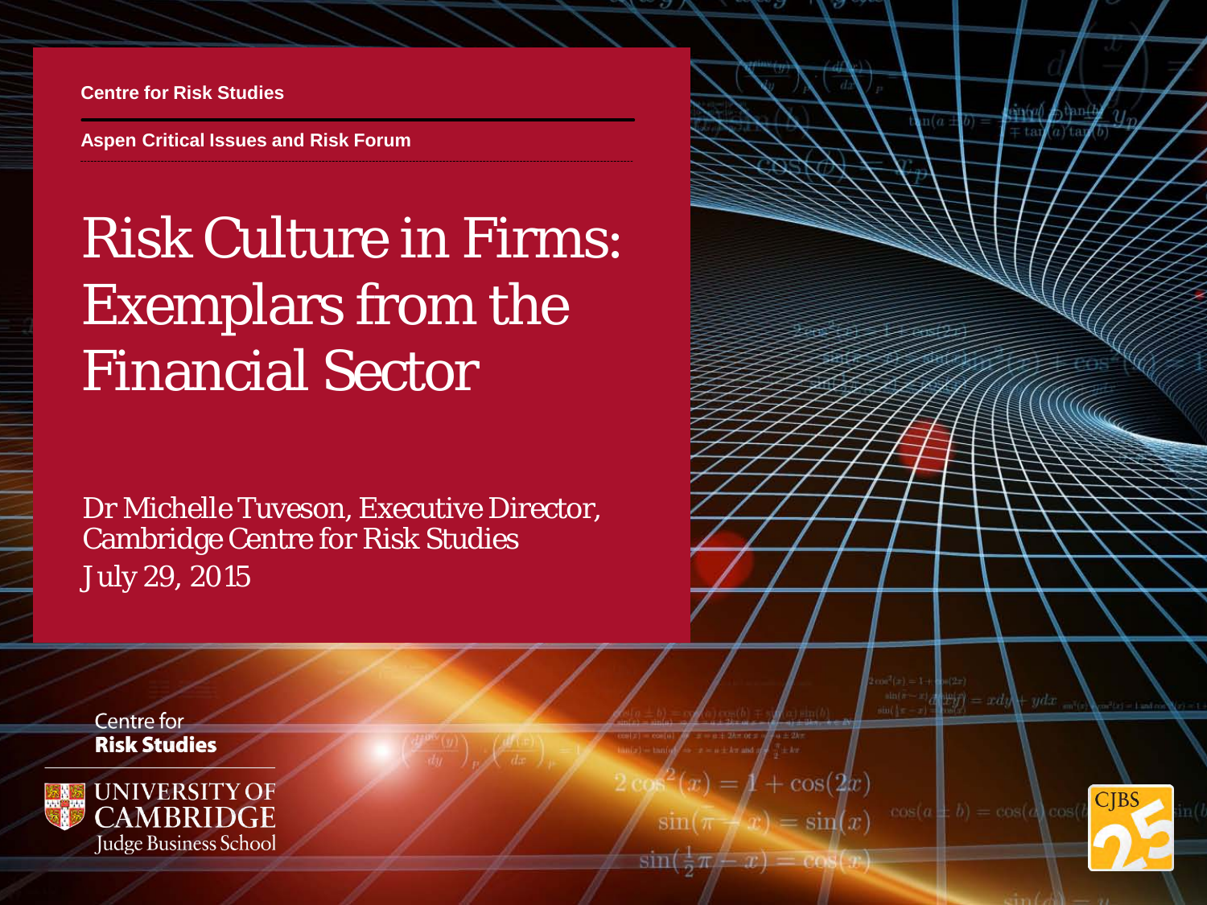Centre for Risk Studies

Aspen Critical Issues and Risk Forum

# Risk Culture in Firms: Exemplars from the Financial Sector

Dr Michelle Tuveson, Executive Director, Cambridge Centre for Risk Studies

July 29, 2015

Centre for **Risk Studies**

UNIVERSITY OF CAMBRIDGE
Judge Business School

CJBS 25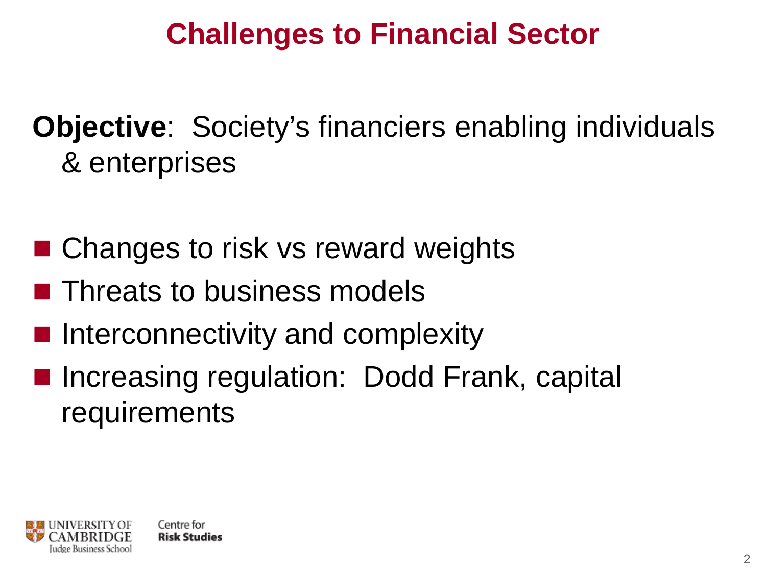# Challenges to Financial Sector

**Objective**: Society's financiers enabling individuals & enterprises

- Changes to risk vs reward weights
- Threats to business models
- Interconnectivity and complexity
- Increasing regulation: Dodd Frank, capital requirements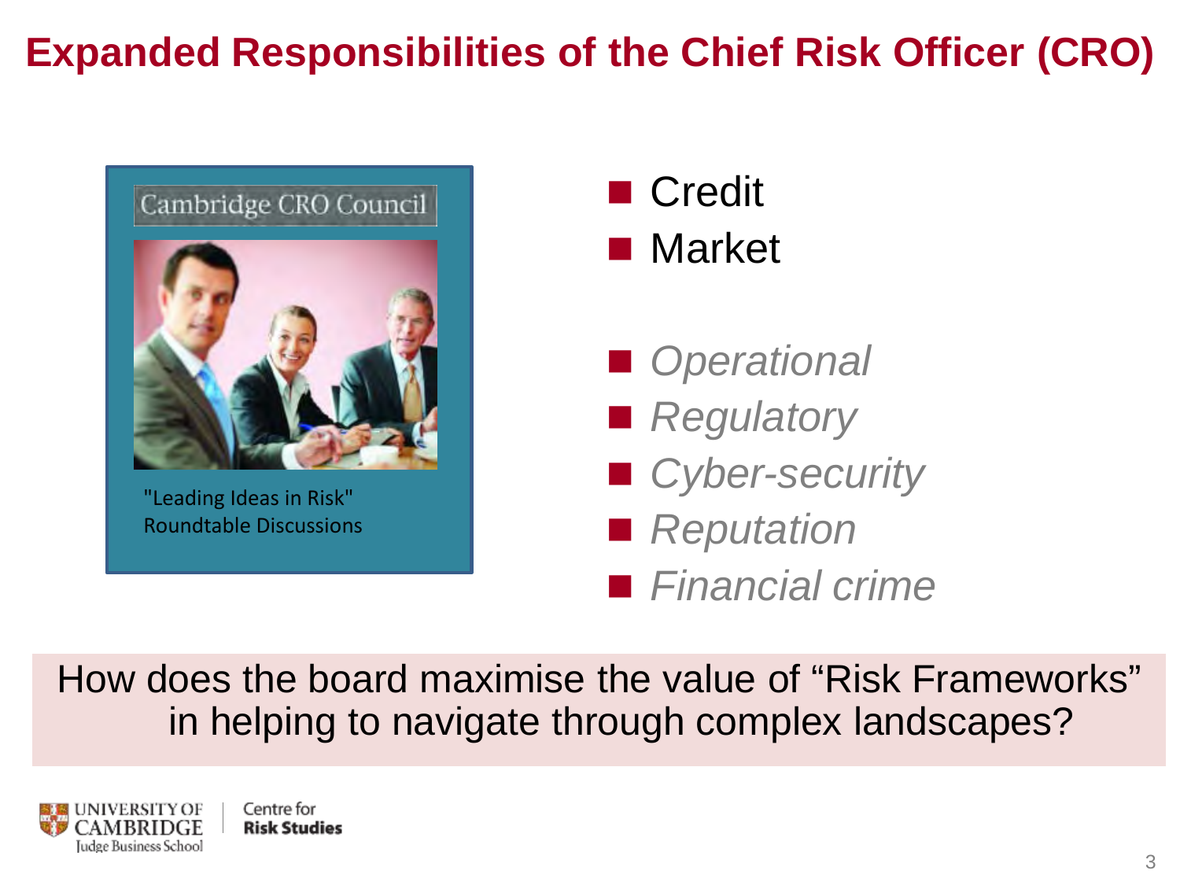# Expanded Responsibilities of the Chief Risk Officer (CRO)

Cambridge CRO Council

"Leading Ideas in Risk" Roundtable Discussions

- Credit
- Market

- *Operational*
- *Regulatory*
- *Cyber-security*
- *Reputation*
- *Financial crime*

How does the board maximise the value of "Risk Frameworks" in helping to navigate through complex landscapes?

UNIVERSITY OF CAMBRIDGE Judge Business School | Centre for **Risk Studies**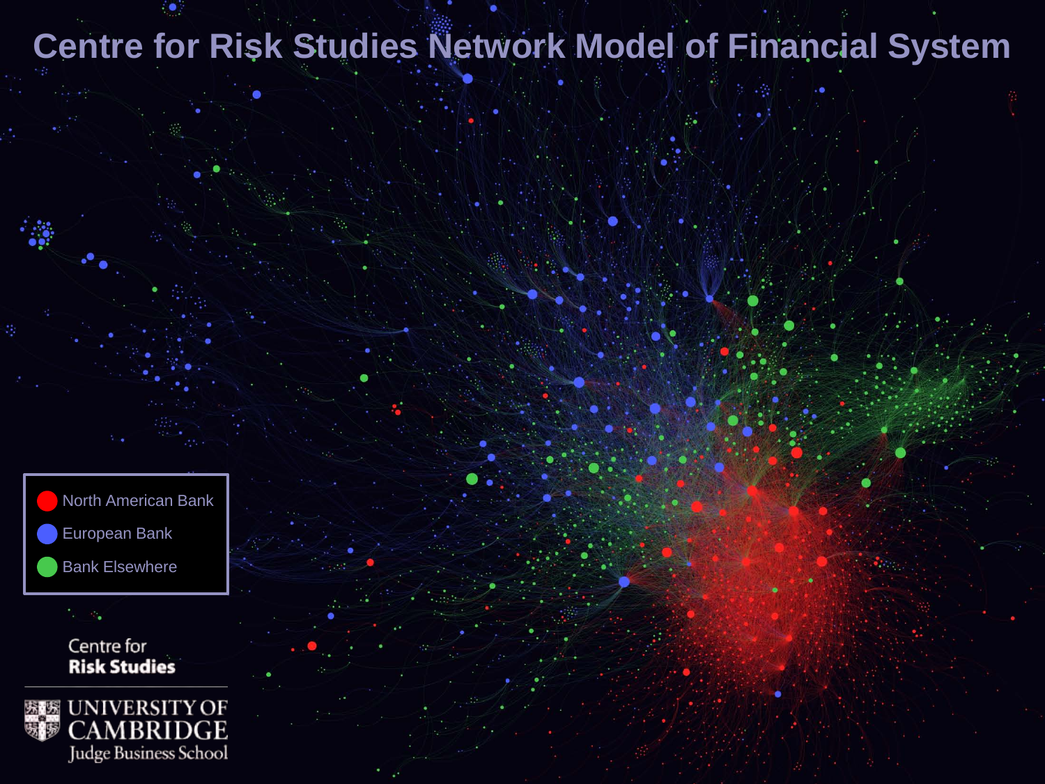# Centre for Risk Studies Network Model of Financial System

- North American Bank
- European Bank
- Bank Elsewhere

Centre for
**Risk Studies**

UNIVERSITY OF CAMBRIDGE
Judge Business School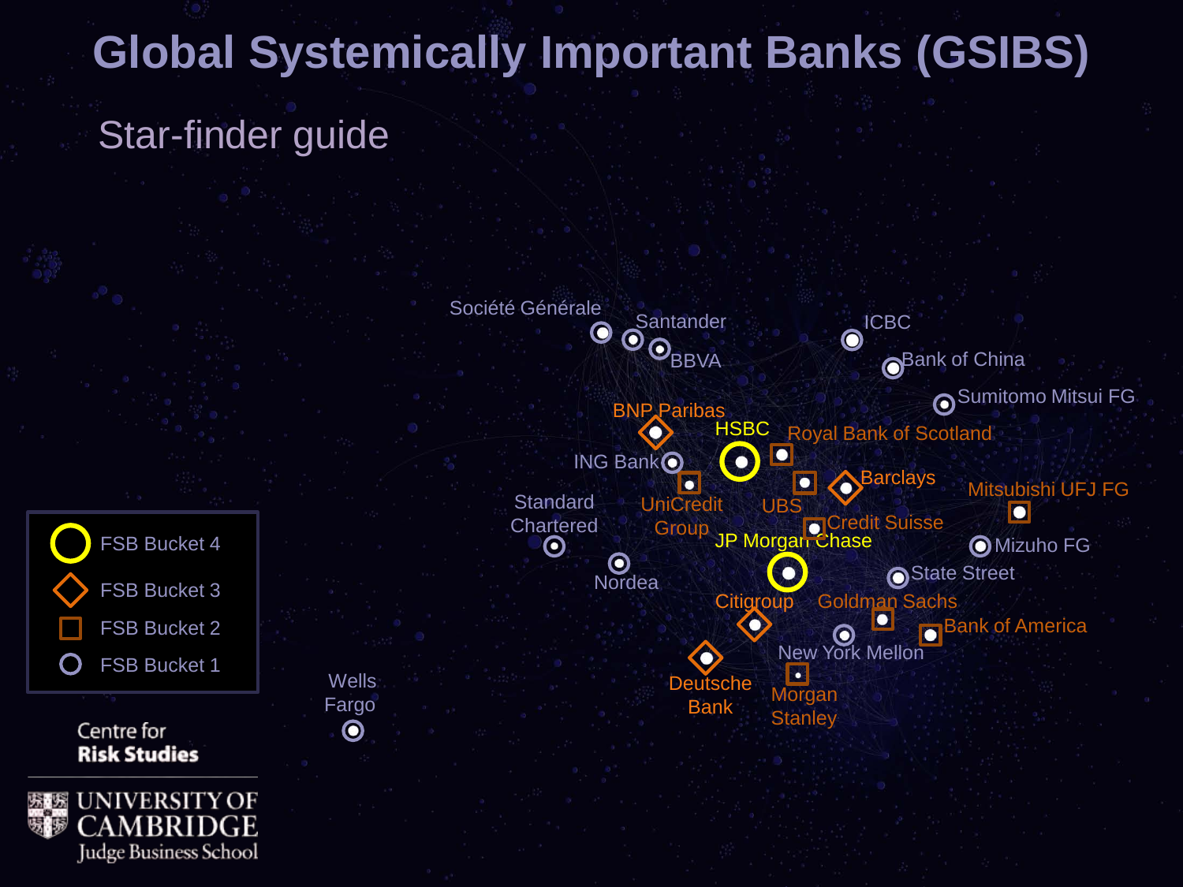# Global Systemically Important Banks (GSIBS)

## Star-finder guide

Société Générale
Santander
BBVA
ICBC
Bank of China
Sumitomo Mitsui FG
BNP Paribas
HSBC
Royal Bank of Scotland
ING Bank
Barclays
Mitsubishi UFJ FG
Standard Chartered
UniCredit Group
UBS
Credit Suisse
JP Morgan Chase
Mizuho FG
Nordea
State Street
Citigroup
Goldman Sachs
Bank of America
New York Mellon
Deutsche Bank
Morgan Stanley
Wells Fargo

- FSB Bucket 4
- FSB Bucket 3
- FSB Bucket 2
- FSB Bucket 1

Centre for **Risk Studies**

UNIVERSITY OF CAMBRIDGE
Judge Business School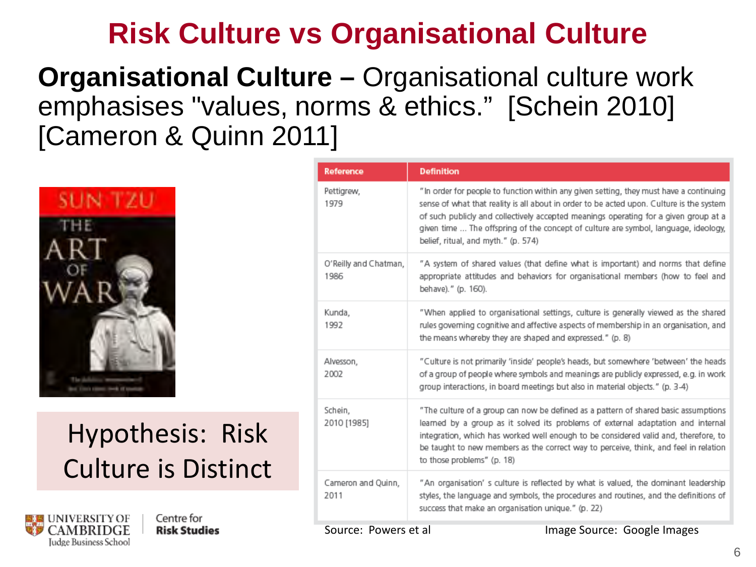# Risk Culture vs Organisational Culture

**Organisational Culture –** Organisational culture work emphasises "values, norms & ethics." [Schein 2010] [Cameron & Quinn 2011]

Hypothesis: Risk Culture is Distinct

| Reference | Definition |
|---|---|
| Pettigrew, 1979 | "In order for people to function within any given setting, they must have a continuing sense of what that reality is all about in order to be acted upon. Culture is the system of such publicly and collectively accepted meanings operating for a given group at a given time ... The offspring of the concept of culture are symbol, language, ideology, belief, ritual, and myth." (p. 574) |
| O'Reilly and Chatman, 1986 | "A system of shared values (that define what is important) and norms that define appropriate attitudes and behaviors for organisational members (how to feel and behave)." (p. 160). |
| Kunda, 1992 | "When applied to organisational settings, culture is generally viewed as the shared rules governing cognitive and affective aspects of membership in an organisation, and the means whereby they are shaped and expressed." (p. 8) |
| Alvesson, 2002 | "Culture is not primarily 'inside' people's heads, but somewhere 'between' the heads of a group of people where symbols and meanings are publicly expressed, e.g. in work group interactions, in board meetings but also in material objects." (p. 3-4) |
| Schein, 2010 [1985] | "The culture of a group can now be defined as a pattern of shared basic assumptions learned by a group as it solved its problems of external adaptation and internal integration, which has worked well enough to be considered valid and, therefore, to be taught to new members as the correct way to perceive, think, and feel in relation to those problems" (p. 18) |
| Cameron and Quinn, 2011 | "An organisation' s culture is reflected by what is valued, the dominant leadership styles, the language and symbols, the procedures and routines, and the definitions of success that make an organisation unique." (p. 22) |

Source: Powers et al

Image Source: Google Images

University of Cambridge Judge Business School | Centre for Risk Studies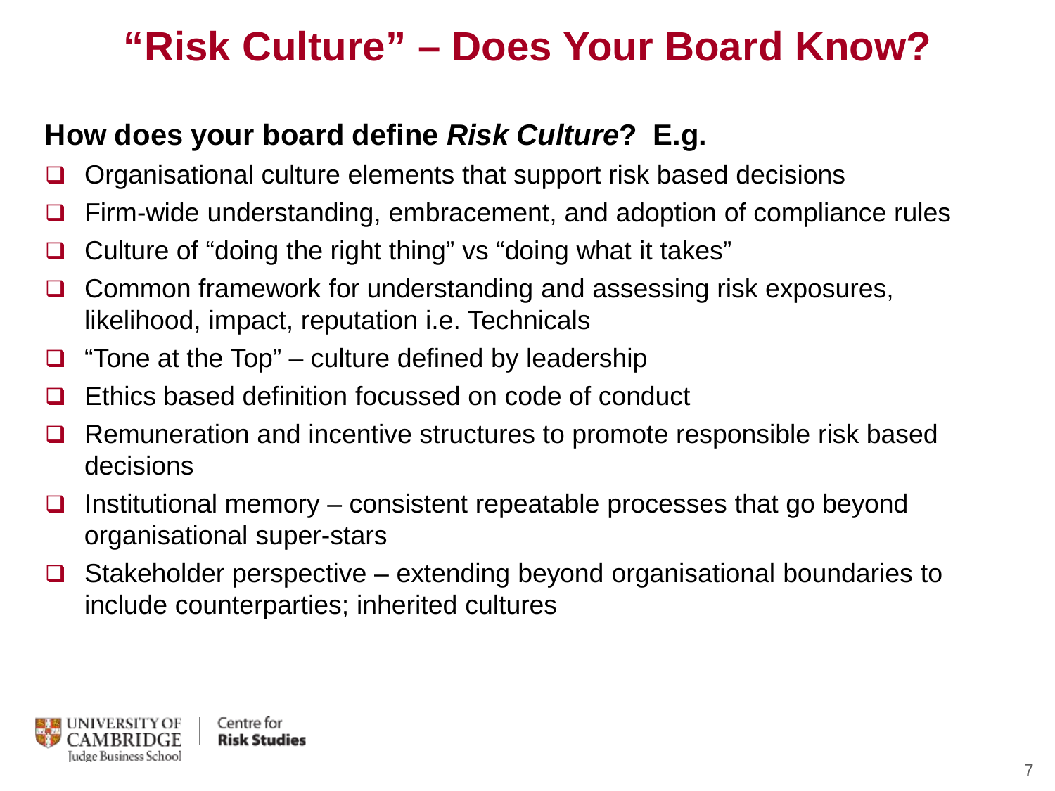# "Risk Culture" – Does Your Board Know?

**How does your board define *Risk Culture*? E.g.**

- Organisational culture elements that support risk based decisions
- Firm-wide understanding, embracement, and adoption of compliance rules
- Culture of "doing the right thing" vs "doing what it takes"
- Common framework for understanding and assessing risk exposures, likelihood, impact, reputation i.e. Technicals
- "Tone at the Top" – culture defined by leadership
- Ethics based definition focussed on code of conduct
- Remuneration and incentive structures to promote responsible risk based decisions
- Institutional memory – consistent repeatable processes that go beyond organisational super-stars
- Stakeholder perspective – extending beyond organisational boundaries to include counterparties; inherited cultures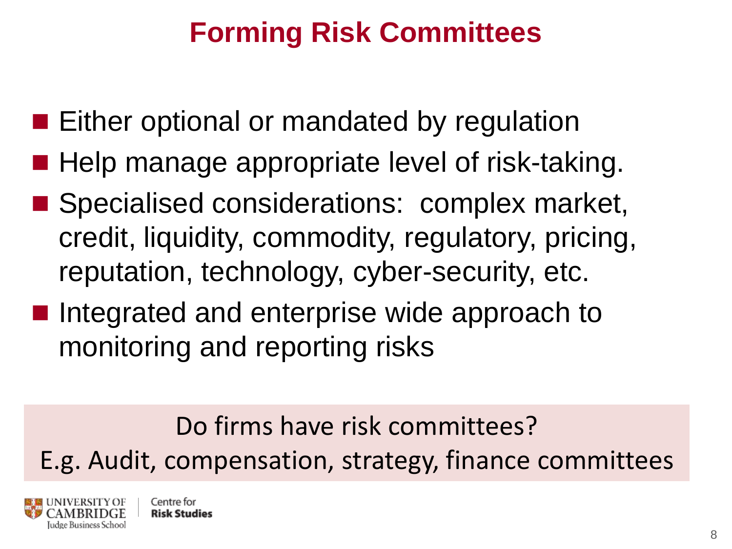# Forming Risk Committees

- Either optional or mandated by regulation
- Help manage appropriate level of risk-taking.
- Specialised considerations: complex market, credit, liquidity, commodity, regulatory, pricing, reputation, technology, cyber-security, etc.
- Integrated and enterprise wide approach to monitoring and reporting risks

Do firms have risk committees?

E.g. Audit, compensation, strategy, finance committees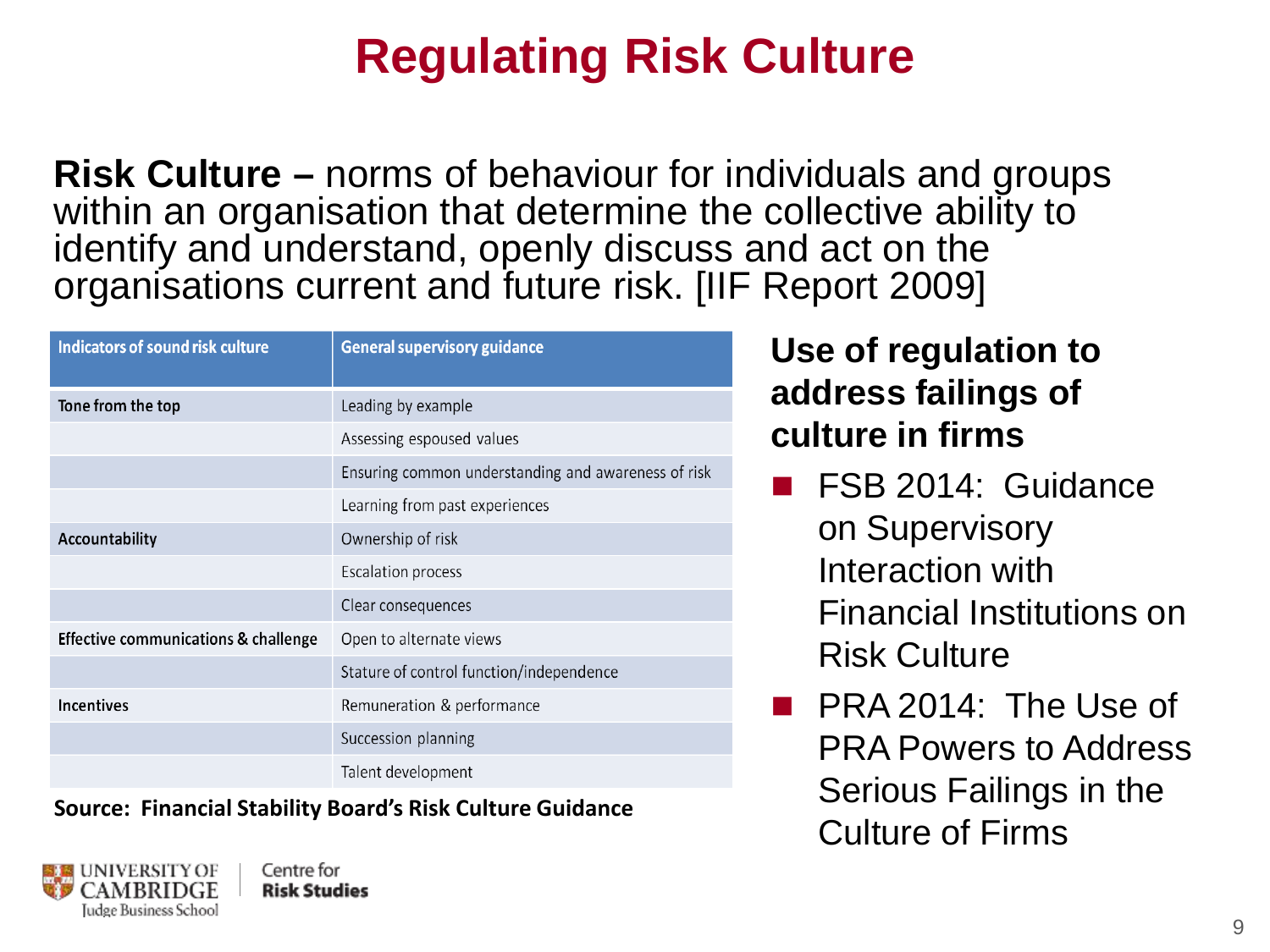# Regulating Risk Culture

**Risk Culture –** norms of behaviour for individuals and groups within an organisation that determine the collective ability to identify and understand, openly discuss and act on the organisations current and future risk. [IIF Report 2009]

| Indicators of sound risk culture | General supervisory guidance |
|---|---|
| Tone from the top | Leading by example |
| | Assessing espoused values |
| | Ensuring common understanding and awareness of risk |
| | Learning from past experiences |
| Accountability | Ownership of risk |
| | Escalation process |
| | Clear consequences |
| Effective communications & challenge | Open to alternate views |
| | Stature of control function/independence |
| Incentives | Remuneration & performance |
| | Succession planning |
| | Talent development |

**Source: Financial Stability Board's Risk Culture Guidance**

**Use of regulation to address failings of culture in firms**

- FSB 2014: Guidance on Supervisory Interaction with Financial Institutions on Risk Culture
- PRA 2014: The Use of PRA Powers to Address Serious Failings in the Culture of Firms

UNIVERSITY OF CAMBRIDGE Judge Business School | Centre for **Risk Studies**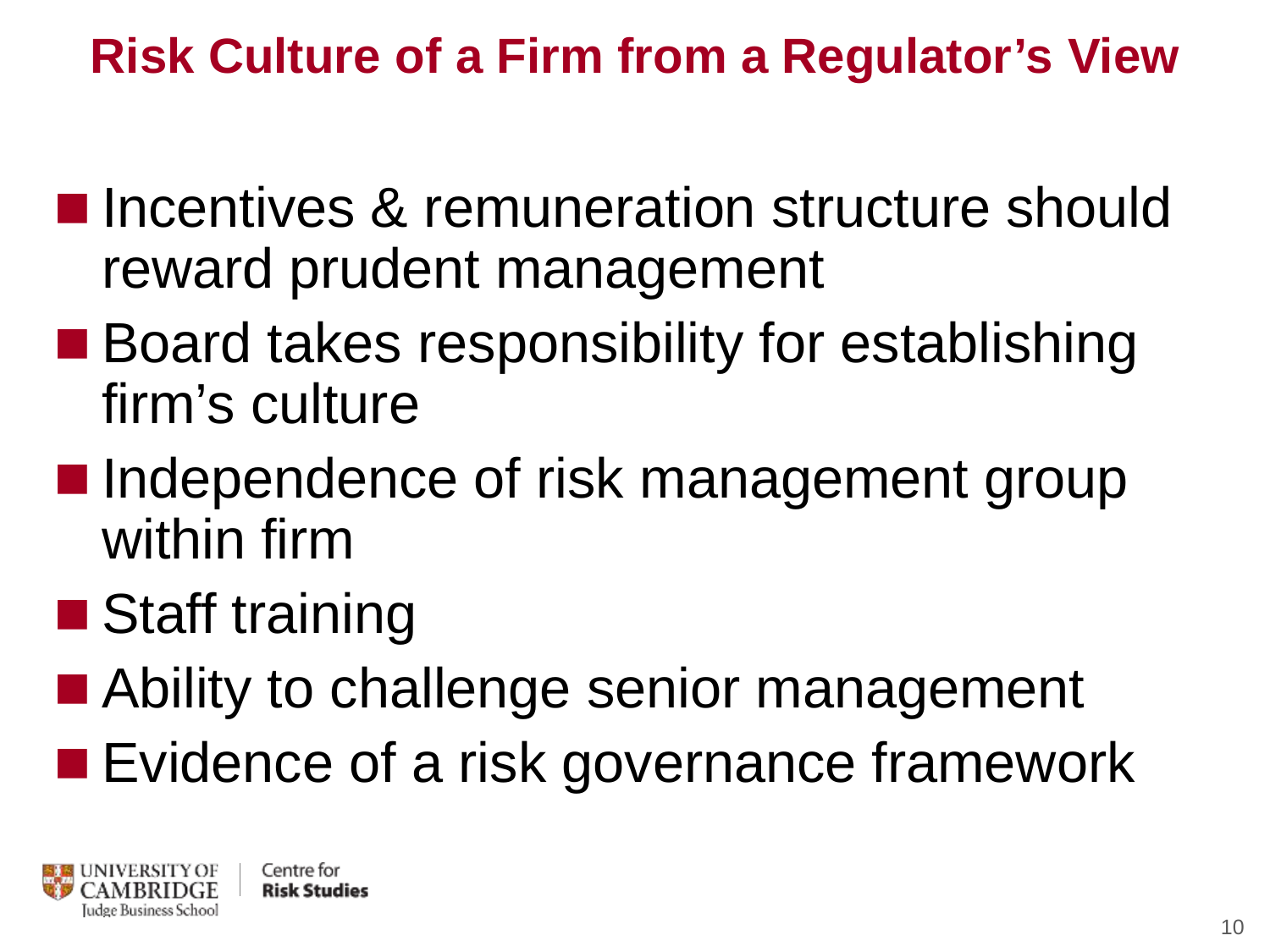# Risk Culture of a Firm from a Regulator's View

- Incentives & remuneration structure should reward prudent management
- Board takes responsibility for establishing firm's culture
- Independence of risk management group within firm
- Staff training
- Ability to challenge senior management
- Evidence of a risk governance framework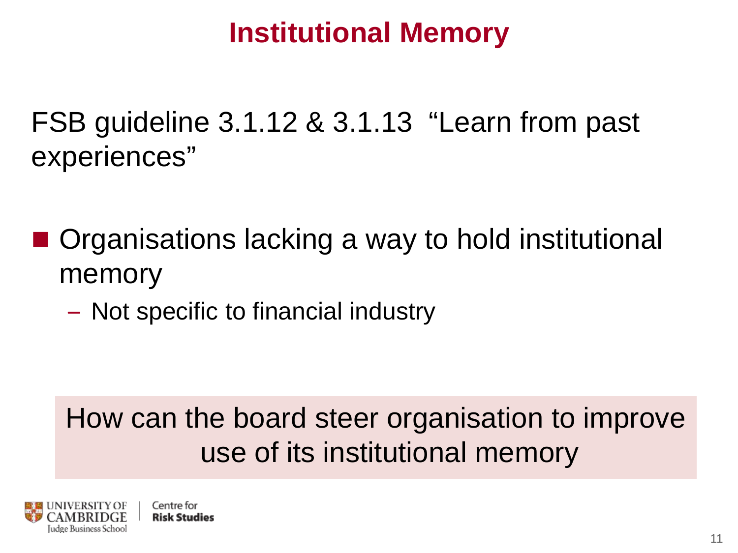# Institutional Memory

FSB guideline 3.1.12 & 3.1.13 "Learn from past experiences"

- Organisations lacking a way to hold institutional memory
  - Not specific to financial industry

How can the board steer organisation to improve use of its institutional memory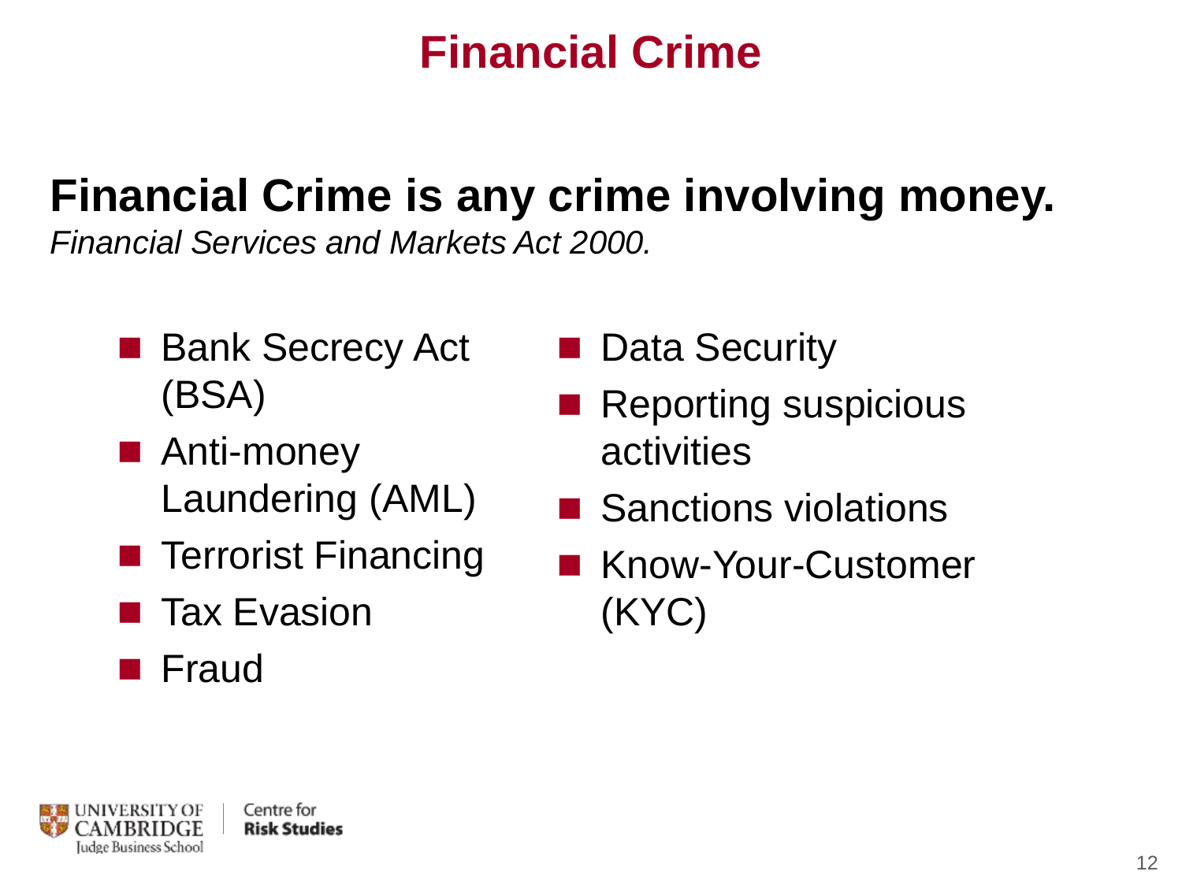# Financial Crime

**Financial Crime is any crime involving money.**
*Financial Services and Markets Act 2000.*

- Bank Secrecy Act (BSA)
- Anti-money Laundering (AML)
- Terrorist Financing
- Tax Evasion
- Fraud
- Data Security
- Reporting suspicious activities
- Sanctions violations
- Know-Your-Customer (KYC)

UNIVERSITY OF CAMBRIDGE Judge Business School | Centre for **Risk Studies**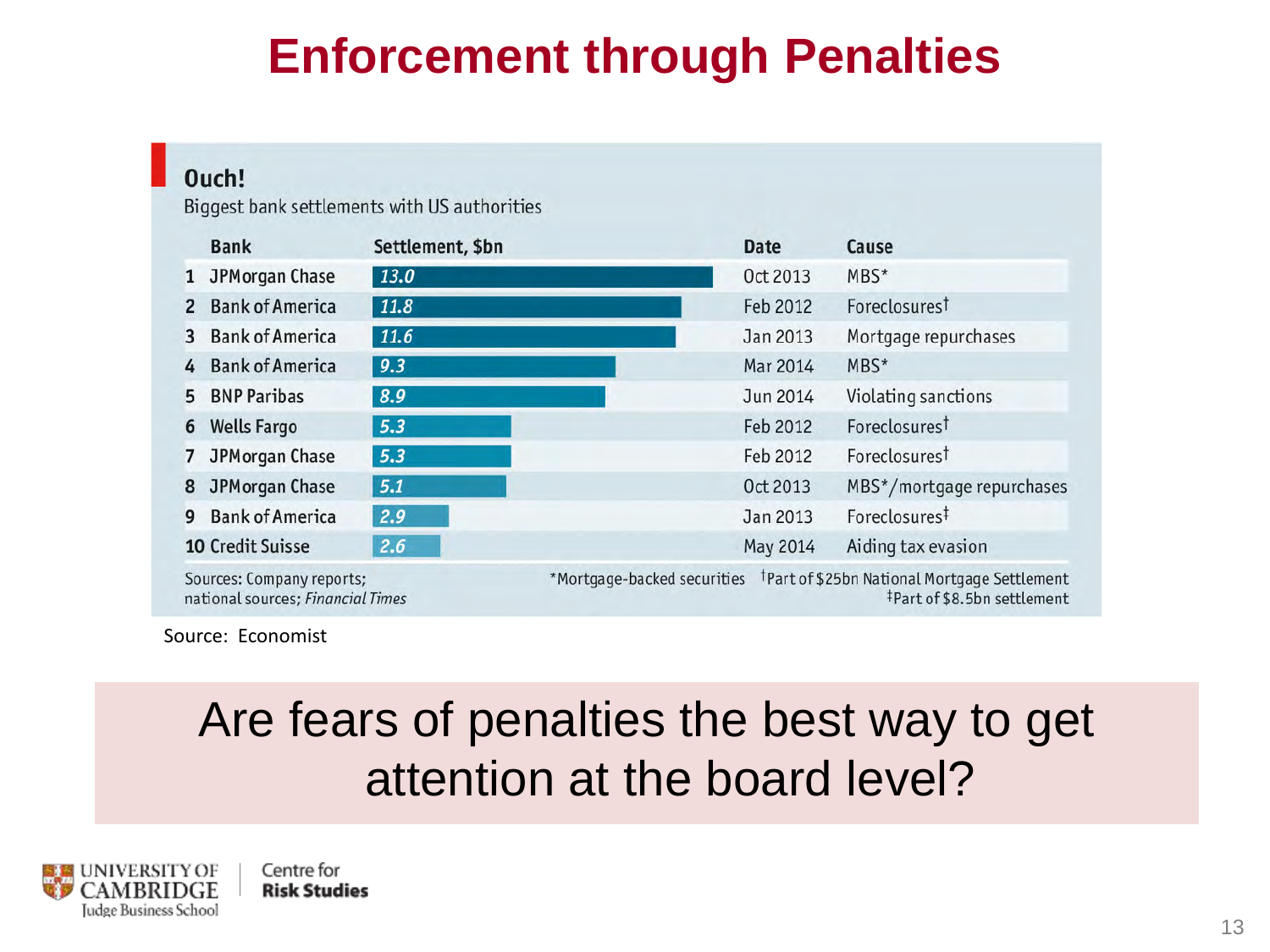# Enforcement through Penalties

**Ouch!**

Biggest bank settlements with US authorities

| | Bank | Settlement, $bn | Date | Cause |
|---|---|---|---|---|
| 1 | JPMorgan Chase | 13.0 | Oct 2013 | MBS* |
| 2 | Bank of America | 11.8 | Feb 2012 | Foreclosures† |
| 3 | Bank of America | 11.6 | Jan 2013 | Mortgage repurchases |
| 4 | Bank of America | 9.3 | Mar 2014 | MBS* |
| 5 | BNP Paribas | 8.9 | Jun 2014 | Violating sanctions |
| 6 | Wells Fargo | 5.3 | Feb 2012 | Foreclosures† |
| 7 | JPMorgan Chase | 5.3 | Feb 2012 | Foreclosures† |
| 8 | JPMorgan Chase | 5.1 | Oct 2013 | MBS*/mortgage repurchases |
| 9 | Bank of America | 2.9 | Jan 2013 | Foreclosures‡ |
| 10 | Credit Suisse | 2.6 | May 2014 | Aiding tax evasion |

Sources: Company reports; national sources; *Financial Times*

*Mortgage-backed securities †Part of $25bn National Mortgage Settlement ‡Part of $8.5bn settlement

Source: Economist

Are fears of penalties the best way to get attention at the board level?

UNIVERSITY OF CAMBRIDGE Judge Business School | Centre for **Risk Studies**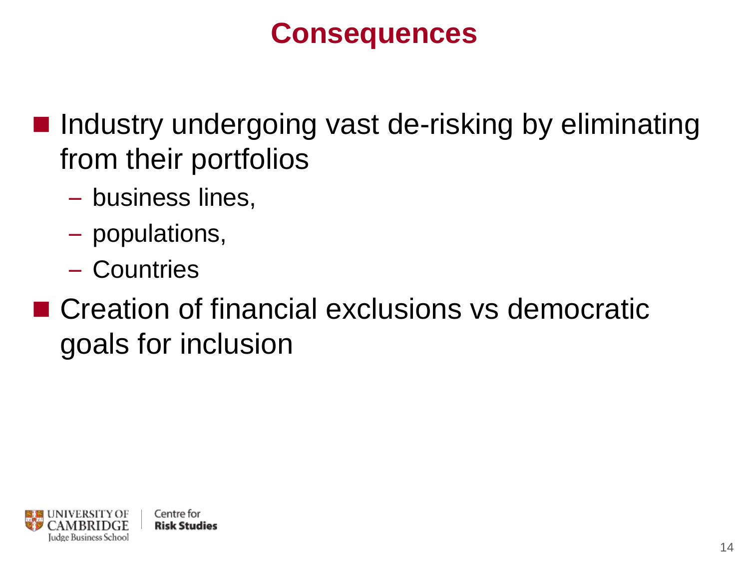# Consequences

- Industry undergoing vast de-risking by eliminating from their portfolios
  - business lines,
  - populations,
  - Countries
- Creation of financial exclusions vs democratic goals for inclusion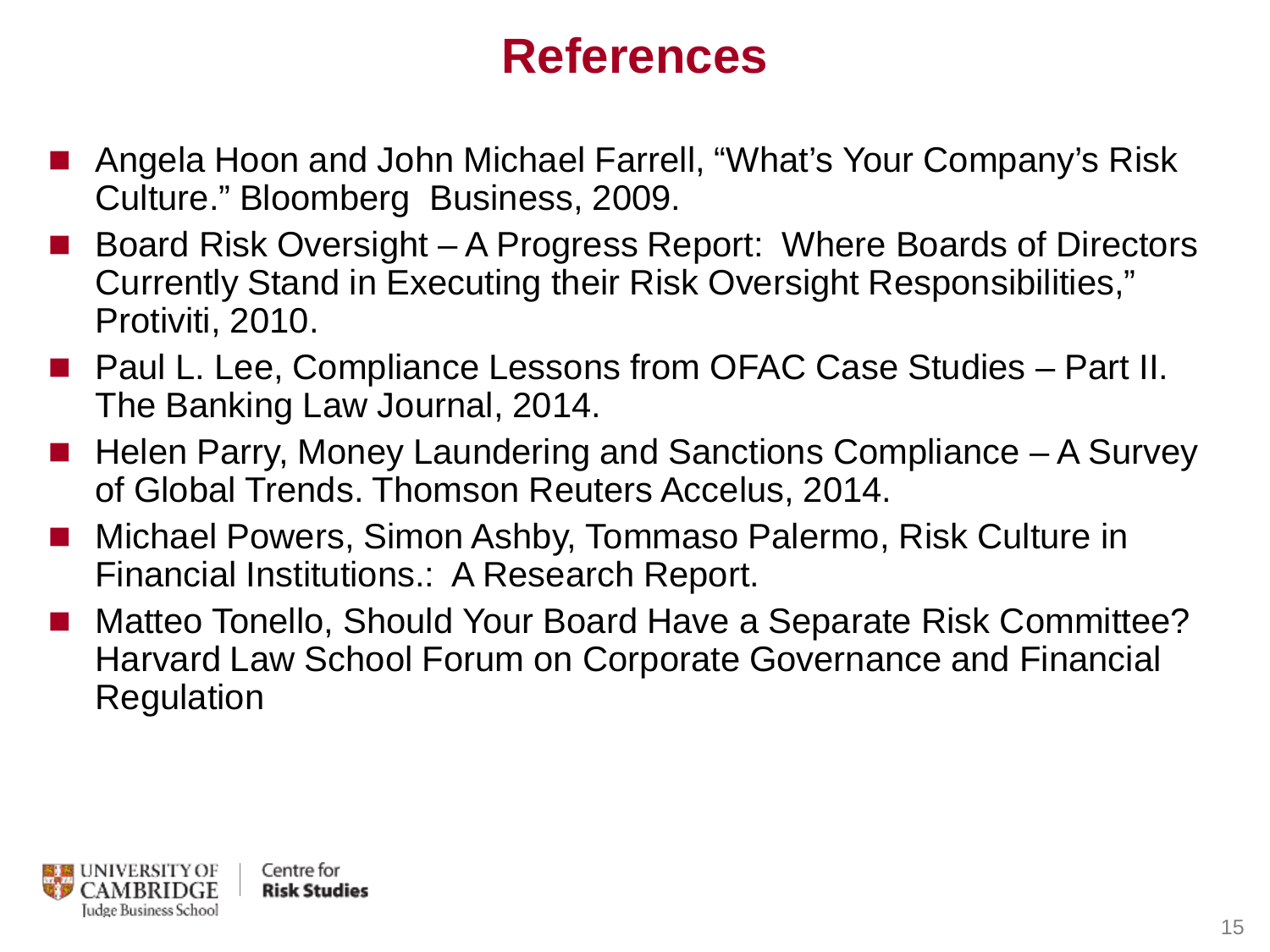# References

- Angela Hoon and John Michael Farrell, "What's Your Company's Risk Culture." Bloomberg Business, 2009.
- Board Risk Oversight – A Progress Report: Where Boards of Directors Currently Stand in Executing their Risk Oversight Responsibilities," Protiviti, 2010.
- Paul L. Lee, Compliance Lessons from OFAC Case Studies – Part II. The Banking Law Journal, 2014.
- Helen Parry, Money Laundering and Sanctions Compliance – A Survey of Global Trends. Thomson Reuters Accelus, 2014.
- Michael Powers, Simon Ashby, Tommaso Palermo, Risk Culture in Financial Institutions.: A Research Report.
- Matteo Tonello, Should Your Board Have a Separate Risk Committee? Harvard Law School Forum on Corporate Governance and Financial Regulation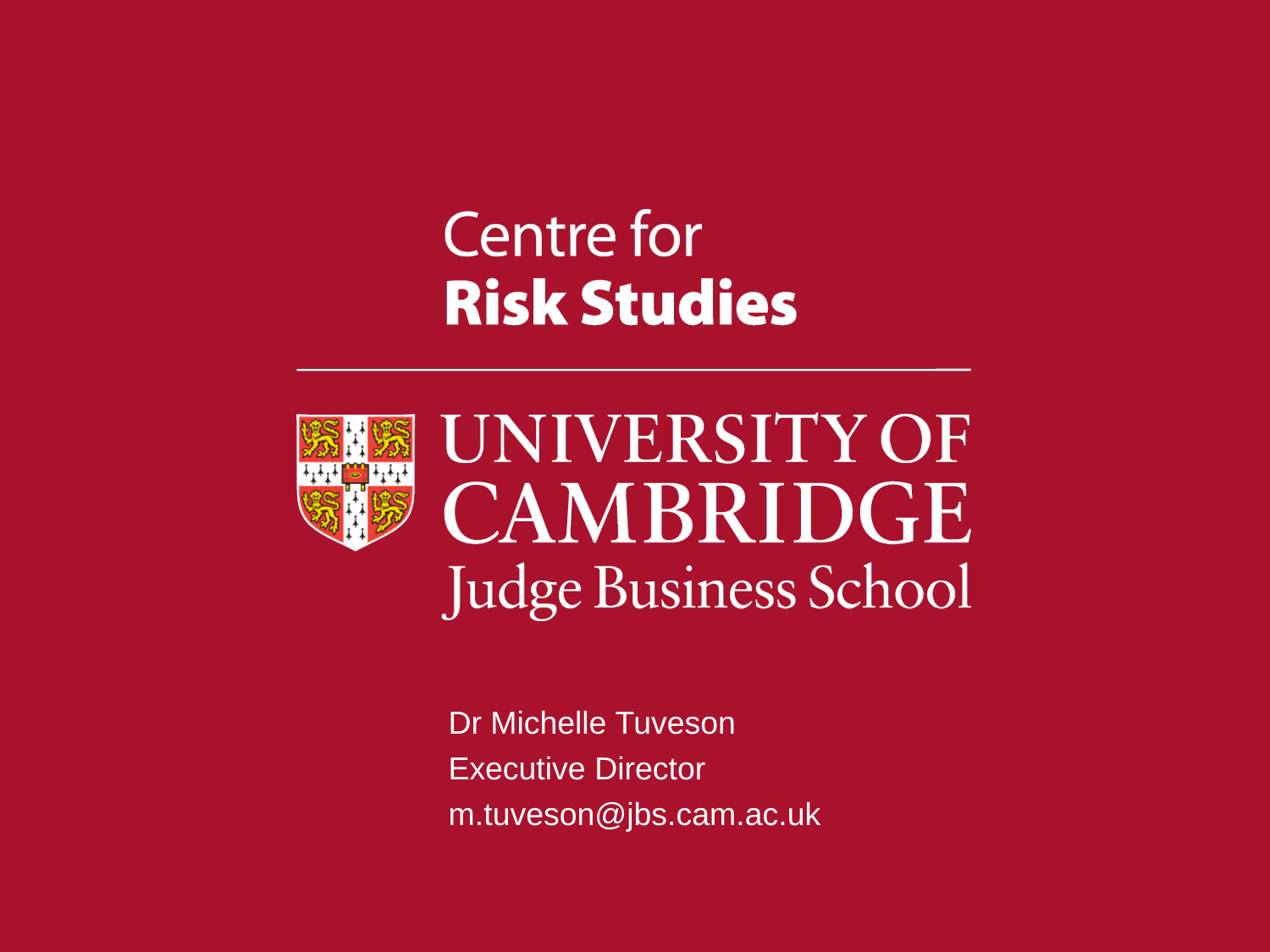Centre for
**Risk Studies**

UNIVERSITY OF
CAMBRIDGE
Judge Business School

Dr Michelle Tuveson
Executive Director
m.tuveson@jbs.cam.ac.uk